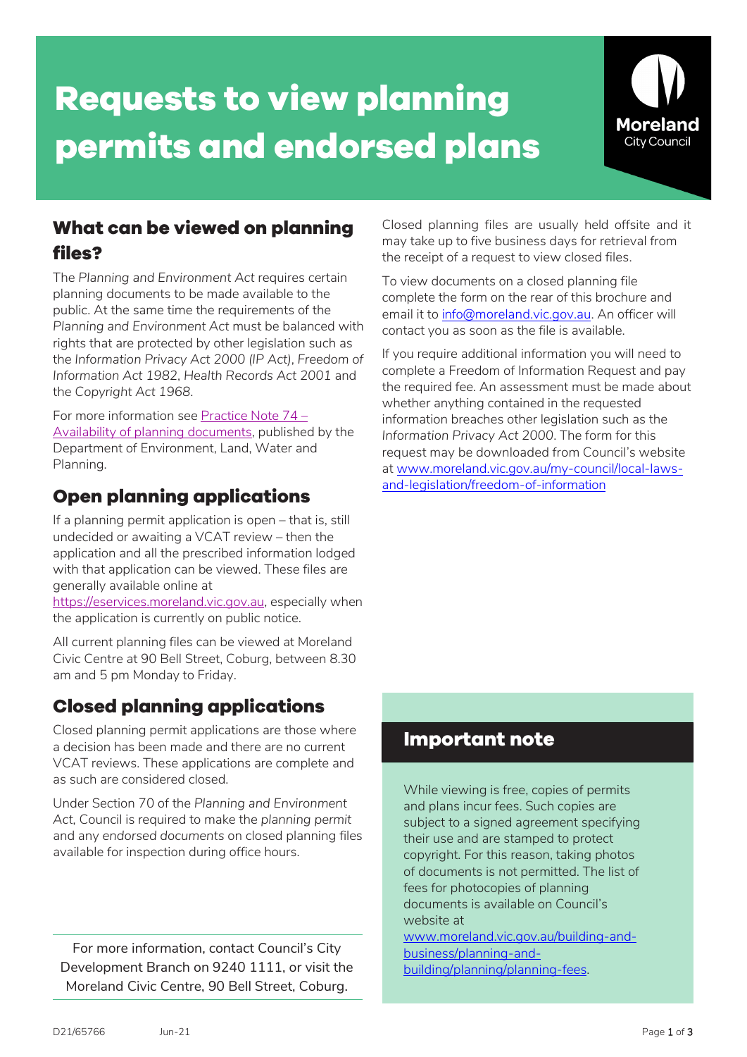# Requests to view planning permits and endorsed plans

Moreland City Council

## What can be viewed on planning files?

The *Planning and Environment Act* requires certain planning documents to be made available to the public. At the same time the requirements of the *Planning and Environment Act* must be balanced with rights that are protected by other legislation such as the *Information Privacy Act 2000 (IP Act)*, *Freedom of Information Act 1982*, *Health Records Act 2001* and the *Copyright Act 1968*.

For more information see [Practice Note 74 – Availability of planning documents](), published by the Department of Environment, Land, Water and Planning.

## Open planning applications

If a planning permit application is open – that is, still undecided or awaiting a VCAT review – then the application and all the prescribed information lodged with that application can be viewed. These files are generally available online at https://eservices.moreland.vic.gov.au, especially when the application is currently on public notice.

All current planning files can be viewed at Moreland Civic Centre at 90 Bell Street, Coburg, between 8.30 am and 5 pm Monday to Friday.

## Closed planning applications

Closed planning permit applications are those where a decision has been made and there are no current VCAT reviews. These applications are complete and as such are considered closed.

Under Section 70 of the *Planning and Environment Act*, Council is required to make the *planning permit* and any *endorsed documents* on closed planning files available for inspection during office hours.

For more information, contact Council's City Development Branch on 9240 1111, or visit the Moreland Civic Centre, 90 Bell Street, Coburg.

Closed planning files are usually held offsite and it may take up to five business days for retrieval from the receipt of a request to view closed files.

To view documents on a closed planning file complete the form on the rear of this brochure and email it to info@moreland.vic.gov.au. An officer will contact you as soon as the file is available.

If you require additional information you will need to complete a Freedom of Information Request and pay the required fee. An assessment must be made about whether anything contained in the requested information breaches other legislation such as the *Information Privacy Act 2000*. The form for this request may be downloaded from Council's website at www.moreland.vic.gov.au/my-council/local-laws-and-legislation/freedom-of-information

## Important note

While viewing is free, copies of permits and plans incur fees. Such copies are subject to a signed agreement specifying their use and are stamped to protect copyright. For this reason, taking photos of documents is not permitted. The list of fees for photocopies of planning documents is available on Council's website at www.moreland.vic.gov.au/building-and-business/planning-and-building/planning/planning-fees.

D21/65766 Jun-21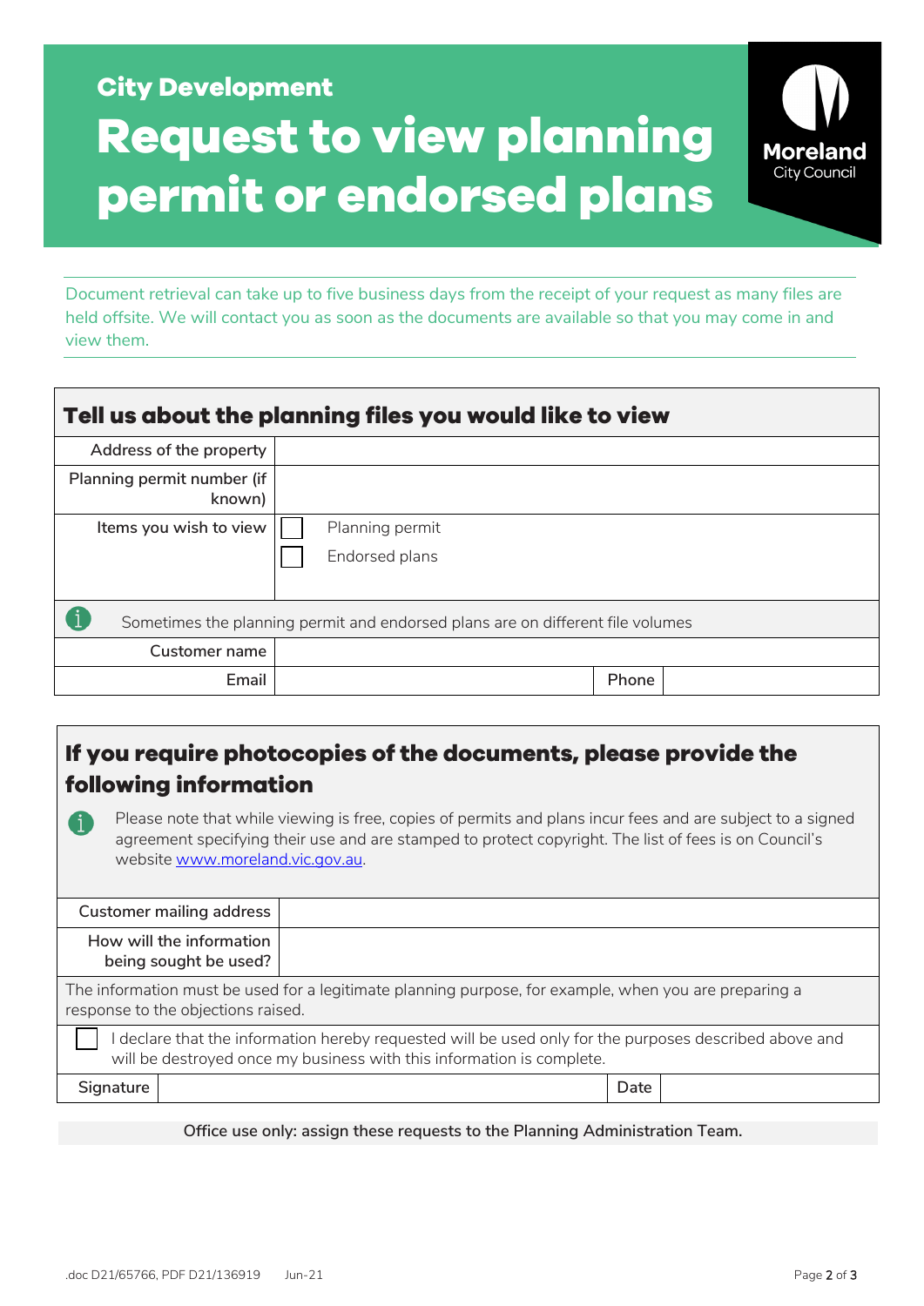City Development

# Request to view planning permit or endorsed plans

Moreland City Council

Document retrieval can take up to five business days from the receipt of your request as many files are held offsite. We will contact you as soon as the documents are available so that you may come in and view them.

## Tell us about the planning files you would like to view

| | | | |
|---|---|---|---|
| Address of the property | | | |
| Planning permit number (if known) | | | |
| Items you wish to view | ☐ Planning permit<br>☐ Endorsed plans | | |
| Sometimes the planning permit and endorsed plans are on different file volumes | | | |
| Customer name | | | |
| Email | | Phone | |

## If you require photocopies of the documents, please provide the following information

Please note that while viewing is free, copies of permits and plans incur fees and are subject to a signed agreement specifying their use and are stamped to protect copyright. The list of fees is on Council's website [www.moreland.vic.gov.au](http://www.moreland.vic.gov.au).

| | | | |
|---|---|---|---|
| Customer mailing address | | | |
| How will the information being sought be used? | | | |
| The information must be used for a legitimate planning purpose, for example, when you are preparing a response to the objections raised. | | | |
| ☐ I declare that the information hereby requested will be used only for the purposes described above and will be destroyed once my business with this information is complete. | | | |
| Signature | | Date | |

Office use only: assign these requests to the Planning Administration Team.

.doc D21/65766, PDF D21/136919 Jun-21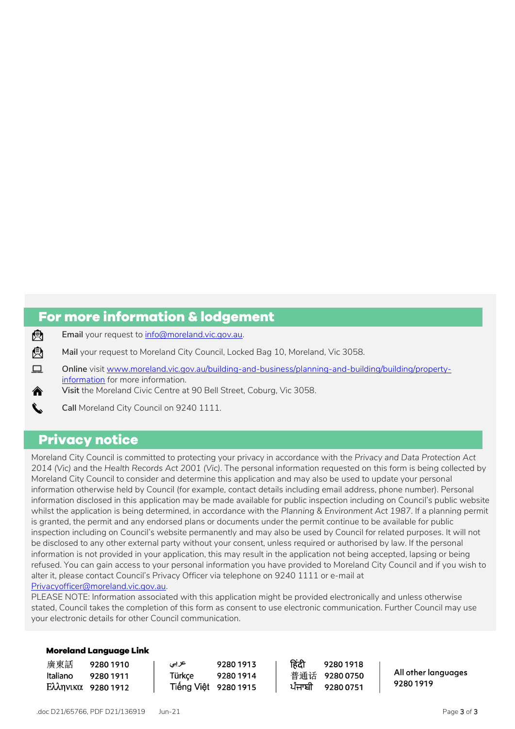## For more information & lodgement

**Email** your request to info@moreland.vic.gov.au.

**Mail** your request to Moreland City Council, Locked Bag 10, Moreland, Vic 3058.

**Online** visit www.moreland.vic.gov.au/building-and-business/planning-and-building/building/property-information for more information.

**Visit** the Moreland Civic Centre at 90 Bell Street, Coburg, Vic 3058.

**Call** Moreland City Council on 9240 1111.

## Privacy notice

Moreland City Council is committed to protecting your privacy in accordance with the *Privacy and Data Protection Act 2014 (Vic)* and the *Health Records Act 2001 (Vic)*. The personal information requested on this form is being collected by Moreland City Council to consider and determine this application and may also be used to update your personal information otherwise held by Council (for example, contact details including email address, phone number). Personal information disclosed in this application may be made available for public inspection including on Council's public website whilst the application is being determined, in accordance with the *Planning & Environment Act 1987*. If a planning permit is granted, the permit and any endorsed plans or documents under the permit continue to be available for public inspection including on Council's website permanently and may also be used by Council for related purposes. It will not be disclosed to any other external party without your consent, unless required or authorised by law. If the personal information is not provided in your application, this may result in the application not being accepted, lapsing or being refused. You can gain access to your personal information you have provided to Moreland City Council and if you wish to alter it, please contact Council's Privacy Officer via telephone on 9240 1111 or e-mail at Privacyofficer@moreland.vic.gov.au.
PLEASE NOTE: Information associated with this application might be provided electronically and unless otherwise stated, Council takes the completion of this form as consent to use electronic communication. Further Council may use your electronic details for other Council communication.

**Moreland Language Link**

| | | | | | | |
|---|---|---|---|---|---|---|
| 廣東話 | 9280 1910 | عربي | 9280 1913 | हिंदी | 9280 1918 | All other languages 9280 1919 |
| Italiano | 9280 1911 | Türkçe | 9280 1914 | 普通话 | 9280 0750 | |
| Ελληνικα | 9280 1912 | Tiếng Việt | 9280 1915 | ਪੰਜਾਬੀ | 9280 0751 | |

.doc D21/65766, PDF D21/136919 Jun-21